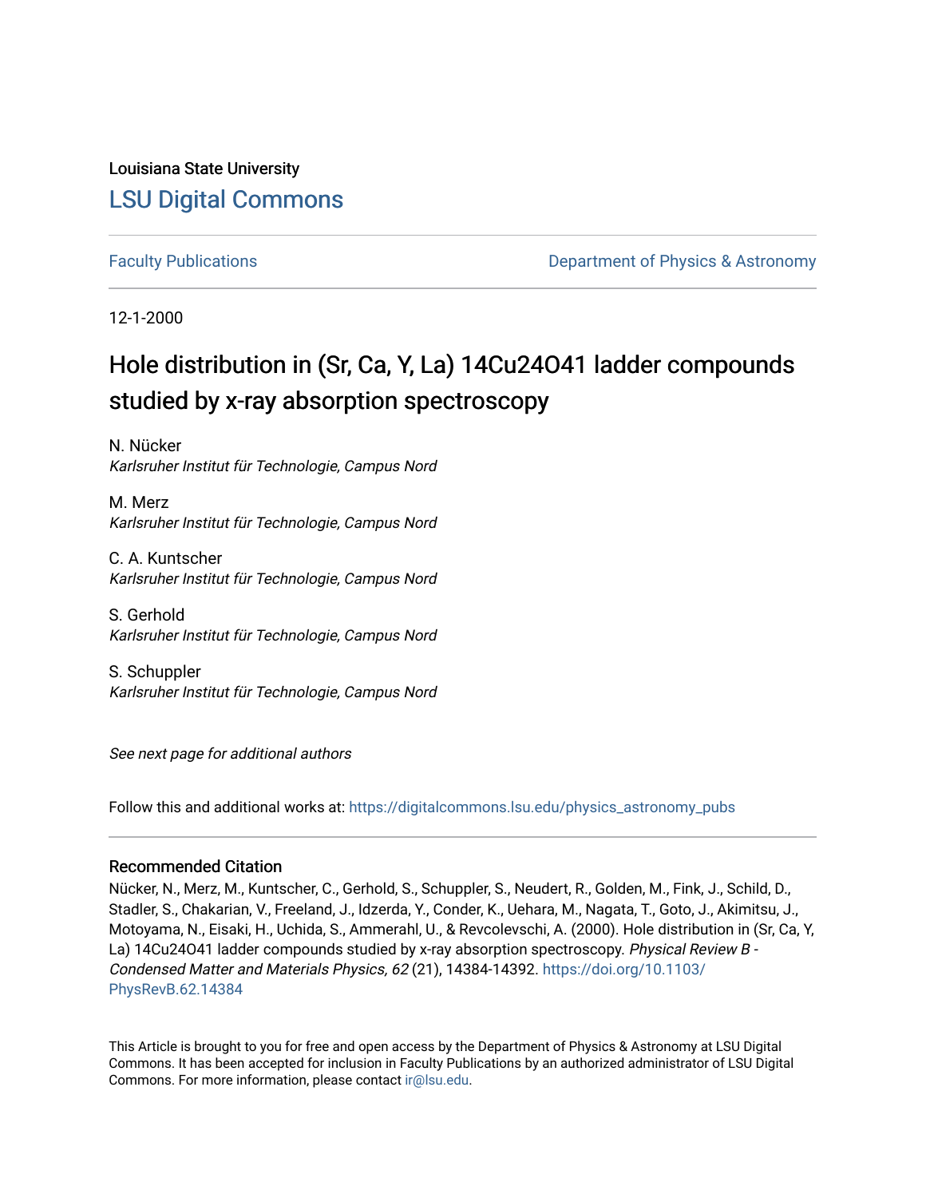Louisiana State University

## LSU Digital Commons

Faculty Publications | Department of Physics & Astronomy

12-1-2000

# Hole distribution in (Sr, Ca, Y, La) 14Cu24O41 ladder compounds studied by x-ray absorption spectroscopy

N. Nücker
*Karlsruher Institut für Technologie, Campus Nord*

M. Merz
*Karlsruher Institut für Technologie, Campus Nord*

C. A. Kuntscher
*Karlsruher Institut für Technologie, Campus Nord*

S. Gerhold
*Karlsruher Institut für Technologie, Campus Nord*

S. Schuppler
*Karlsruher Institut für Technologie, Campus Nord*

*See next page for additional authors*

Follow this and additional works at: https://digitalcommons.lsu.edu/physics_astronomy_pubs

### Recommended Citation

Nücker, N., Merz, M., Kuntscher, C., Gerhold, S., Schuppler, S., Neudert, R., Golden, M., Fink, J., Schild, D., Stadler, S., Chakarian, V., Freeland, J., Idzerda, Y., Conder, K., Uehara, M., Nagata, T., Goto, J., Akimitsu, J., Motoyama, N., Eisaki, H., Uchida, S., Ammerahl, U., & Revcolevschi, A. (2000). Hole distribution in (Sr, Ca, Y, La) 14Cu24O41 ladder compounds studied by x-ray absorption spectroscopy. *Physical Review B - Condensed Matter and Materials Physics, 62* (21), 14384-14392. https://doi.org/10.1103/PhysRevB.62.14384

This Article is brought to you for free and open access by the Department of Physics & Astronomy at LSU Digital Commons. It has been accepted for inclusion in Faculty Publications by an authorized administrator of LSU Digital Commons. For more information, please contact ir@lsu.edu.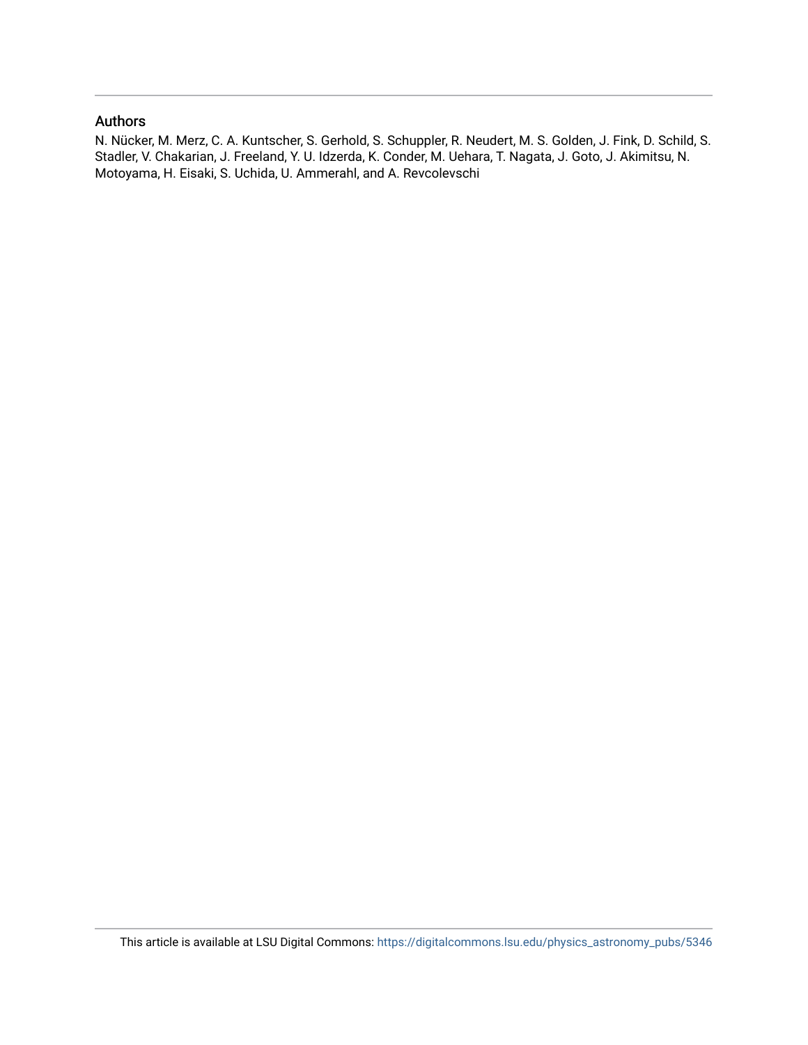## Authors

N. Nücker, M. Merz, C. A. Kuntscher, S. Gerhold, S. Schuppler, R. Neudert, M. S. Golden, J. Fink, D. Schild, S. Stadler, V. Chakarian, J. Freeland, Y. U. Idzerda, K. Conder, M. Uehara, T. Nagata, J. Goto, J. Akimitsu, N. Motoyama, H. Eisaki, S. Uchida, U. Ammerahl, and A. Revcolevschi

This article is available at LSU Digital Commons: https://digitalcommons.lsu.edu/physics_astronomy_pubs/5346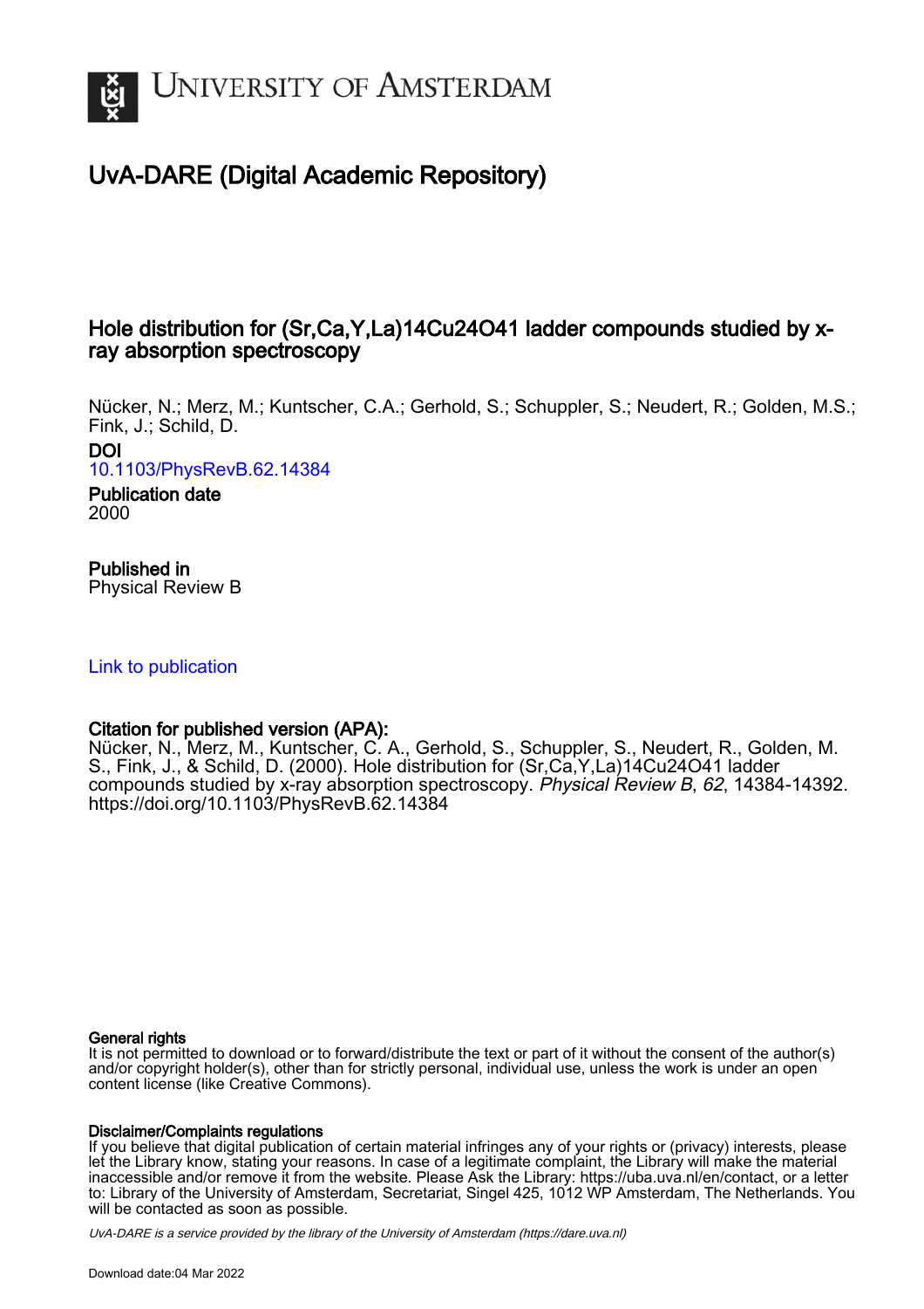# UvA-DARE (Digital Academic Repository)

## Hole distribution for (Sr,Ca,Y,La)14Cu24O41 ladder compounds studied by x-ray absorption spectroscopy

Nücker, N.; Merz, M.; Kuntscher, C.A.; Gerhold, S.; Schuppler, S.; Neudert, R.; Golden, M.S.; Fink, J.; Schild, D.

**DOI**
10.1103/PhysRevB.62.14384

**Publication date**
2000

**Published in**
Physical Review B

Link to publication

**Citation for published version (APA):**
Nücker, N., Merz, M., Kuntscher, C. A., Gerhold, S., Schuppler, S., Neudert, R., Golden, M. S., Fink, J., & Schild, D. (2000). Hole distribution for (Sr,Ca,Y,La)14Cu24O41 ladder compounds studied by x-ray absorption spectroscopy. *Physical Review B*, *62*, 14384-14392. https://doi.org/10.1103/PhysRevB.62.14384

**General rights**
It is not permitted to download or to forward/distribute the text or part of it without the consent of the author(s) and/or copyright holder(s), other than for strictly personal, individual use, unless the work is under an open content license (like Creative Commons).

**Disclaimer/Complaints regulations**
If you believe that digital publication of certain material infringes any of your rights or (privacy) interests, please let the Library know, stating your reasons. In case of a legitimate complaint, the Library will make the material inaccessible and/or remove it from the website. Please Ask the Library: https://uba.uva.nl/en/contact, or a letter to: Library of the University of Amsterdam, Secretariat, Singel 425, 1012 WP Amsterdam, The Netherlands. You will be contacted as soon as possible.

UvA-DARE is a service provided by the library of the University of Amsterdam (https://dare.uva.nl)

Download date:04 Mar 2022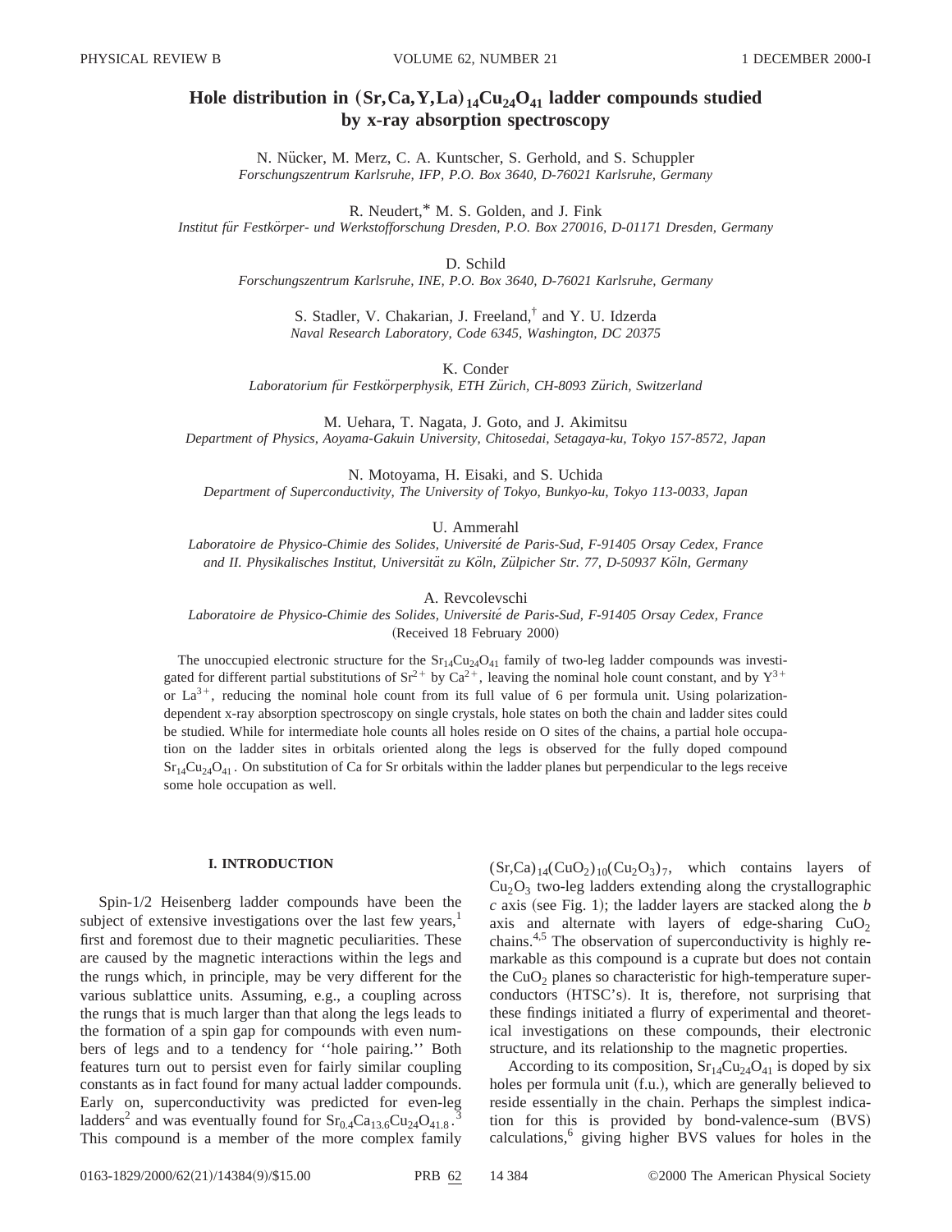# Hole distribution in $(Sr,Ca,Y,La)_{14}Cu_{24}O_{41}$ ladder compounds studied by x-ray absorption spectroscopy

N. Nücker, M. Merz, C. A. Kuntscher, S. Gerhold, and S. Schuppler
*Forschungszentrum Karlsruhe, IFP, P.O. Box 3640, D-76021 Karlsruhe, Germany*

R. Neudert,* M. S. Golden, and J. Fink
*Institut für Festkörper- und Werkstofforschung Dresden, P.O. Box 270016, D-01171 Dresden, Germany*

D. Schild
*Forschungszentrum Karlsruhe, INE, P.O. Box 3640, D-76021 Karlsruhe, Germany*

S. Stadler, V. Chakarian, J. Freeland,† and Y. U. Idzerda
*Naval Research Laboratory, Code 6345, Washington, DC 20375*

K. Conder
*Laboratorium für Festkörperphysik, ETH Zürich, CH-8093 Zürich, Switzerland*

M. Uehara, T. Nagata, J. Goto, and J. Akimitsu
*Department of Physics, Aoyama-Gakuin University, Chitosedai, Setagaya-ku, Tokyo 157-8572, Japan*

N. Motoyama, H. Eisaki, and S. Uchida
*Department of Superconductivity, The University of Tokyo, Bunkyo-ku, Tokyo 113-0033, Japan*

U. Ammerahl
*Laboratoire de Physico-Chimie des Solides, Université de Paris-Sud, F-91405 Orsay Cedex, France*
*and II. Physikalisches Institut, Universität zu Köln, Zülpicher Str. 77, D-50937 Köln, Germany*

A. Revcolevschi
*Laboratoire de Physico-Chimie des Solides, Université de Paris-Sud, F-91405 Orsay Cedex, France*

(Received 18 February 2000)

The unoccupied electronic structure for the $Sr_{14}Cu_{24}O_{41}$ family of two-leg ladder compounds was investigated for different partial substitutions of $Sr^{2+}$ by $Ca^{2+}$, leaving the nominal hole count constant, and by $Y^{3+}$ or $La^{3+}$, reducing the nominal hole count from its full value of 6 per formula unit. Using polarization-dependent x-ray absorption spectroscopy on single crystals, hole states on both the chain and ladder sites could be studied. While for intermediate hole counts all holes reside on O sites of the chains, a partial hole occupation on the ladder sites in orbitals oriented along the legs is observed for the fully doped compound $Sr_{14}Cu_{24}O_{41}$. On substitution of Ca for Sr orbitals within the ladder planes but perpendicular to the legs receive some hole occupation as well.

## I. INTRODUCTION

Spin-1/2 Heisenberg ladder compounds have been the subject of extensive investigations over the last few years,[1] first and foremost due to their magnetic peculiarities. These are caused by the magnetic interactions within the legs and the rungs which, in principle, may be very different for the various sublattice units. Assuming, e.g., a coupling across the rungs that is much larger than that along the legs leads to the formation of a spin gap for compounds with even numbers of legs and to a tendency for ''hole pairing.'' Both features turn out to persist even for fairly similar coupling constants as in fact found for many actual ladder compounds. Early on, superconductivity was predicted for even-leg ladders[2] and was eventually found for $Sr_{0.4}Ca_{13.6}Cu_{24}O_{41.8}$.[3] This compound is a member of the more complex family $(Sr,Ca)_{14}(CuO_2)_{10}(Cu_2O_3)_7$, which contains layers of $Cu_2O_3$ two-leg ladders extending along the crystallographic $c$ axis (see Fig. 1); the ladder layers are stacked along the $b$ axis and alternate with layers of edge-sharing $CuO_2$ chains.[4,5] The observation of superconductivity is highly remarkable as this compound is a cuprate but does not contain the $CuO_2$ planes so characteristic for high-temperature superconductors (HTSC's). It is, therefore, not surprising that these findings initiated a flurry of experimental and theoretical investigations on these compounds, their electronic structure, and its relationship to the magnetic properties.

According to its composition, $Sr_{14}Cu_{24}O_{41}$ is doped by six holes per formula unit (f.u.), which are generally believed to reside essentially in the chain. Perhaps the simplest indication for this is provided by bond-valence-sum (BVS) calculations,[6] giving higher BVS values for holes in the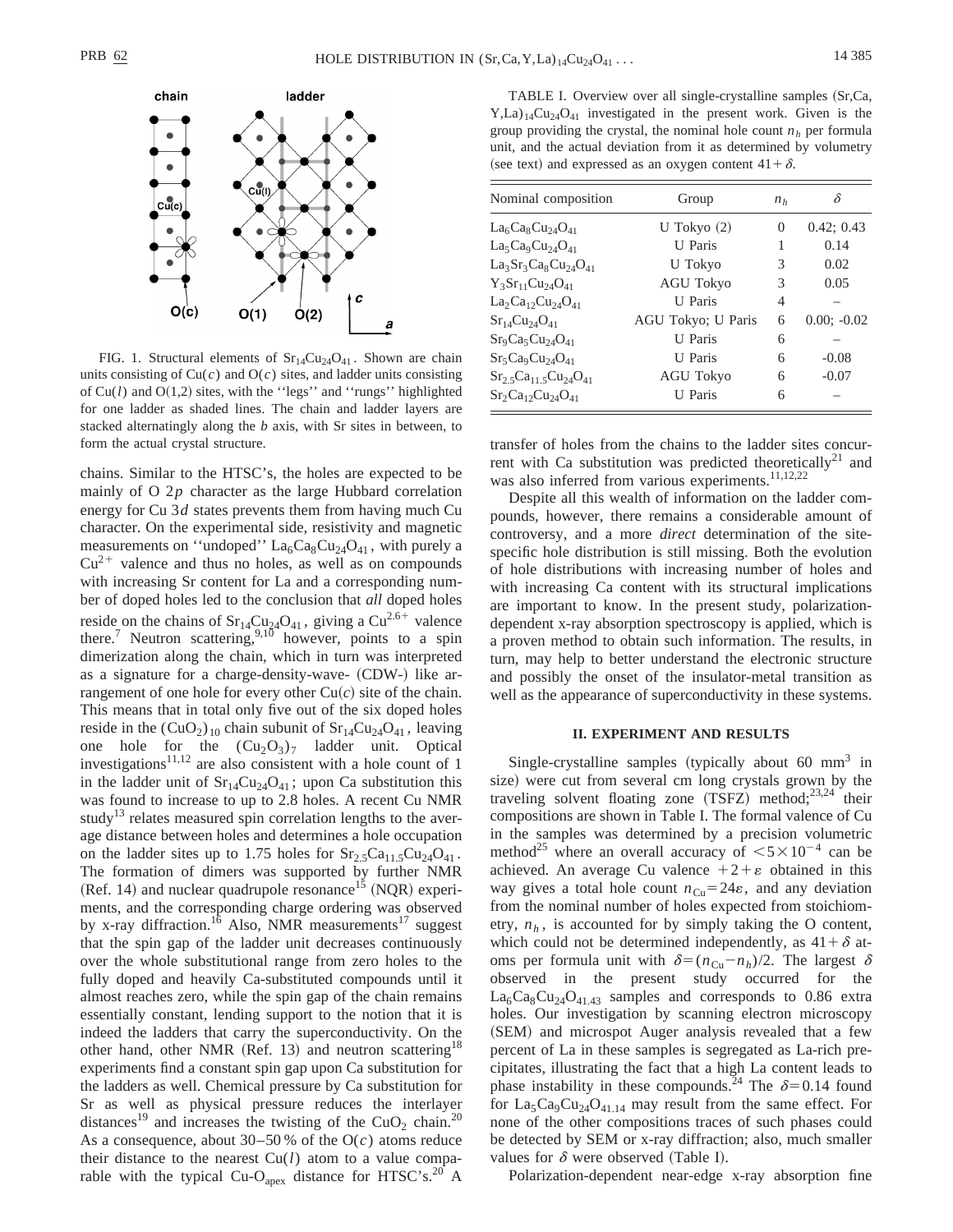FIG. 1. Structural elements of $Sr_{14}Cu_{24}O_{41}$. Shown are chain units consisting of Cu($c$) and O($c$) sites, and ladder units consisting of Cu($l$) and O(1,2) sites, with the ''legs'' and ''rungs'' highlighted for one ladder as shaded lines. The chain and ladder layers are stacked alternatingly along the $b$ axis, with Sr sites in between, to form the actual crystal structure.

chains. Similar to the HTSC's, the holes are expected to be mainly of O $2p$ character as the large Hubbard correlation energy for Cu $3d$ states prevents them from having much Cu character. On the experimental side, resistivity and magnetic measurements on ''undoped'' $La_6Ca_8Cu_{24}O_{41}$, with purely a $Cu^{2+}$ valence and thus no holes, as well as on compounds with increasing Sr content for La and a corresponding number of doped holes led to the conclusion that *all* doped holes reside on the chains of $Sr_{14}Cu_{24}O_{41}$, giving a $Cu^{2.6+}$ valence there.[7] Neutron scattering,[9,10] however, points to a spin dimerization along the chain, which in turn was interpreted as a signature for a charge-density-wave- (CDW-) like arrangement of one hole for every other Cu($c$) site of the chain. This means that in total only five out of the six doped holes reside in the $(CuO_2)_{10}$ chain subunit of $Sr_{14}Cu_{24}O_{41}$, leaving one hole for the $(Cu_2O_3)_7$ ladder unit. Optical investigations[11,12] are also consistent with a hole count of 1 in the ladder unit of $Sr_{14}Cu_{24}O_{41}$; upon Ca substitution this was found to increase to up to 2.8 holes. A recent Cu NMR study[13] relates measured spin correlation lengths to the average distance between holes and determines a hole occupation on the ladder sites up to 1.75 holes for $Sr_{2.5}Ca_{11.5}Cu_{24}O_{41}$. The formation of dimers was supported by further NMR (Ref. 14) and nuclear quadrupole resonance[15] (NQR) experiments, and the corresponding charge ordering was observed by x-ray diffraction.[16] Also, NMR measurements[17] suggest that the spin gap of the ladder unit decreases continuously over the whole substitutional range from zero holes to the fully doped and heavily Ca-substituted compounds until it almost reaches zero, while the spin gap of the chain remains essentially constant, lending support to the notion that it is indeed the ladders that carry the superconductivity. On the other hand, other NMR (Ref. 13) and neutron scattering[18] experiments find a constant spin gap upon Ca substitution for the ladders as well. Chemical pressure by Ca substitution for Sr as well as physical pressure reduces the interlayer distances[19] and increases the twisting of the $CuO_2$ chain.[20] As a consequence, about 30–50 % of the O($c$) atoms reduce their distance to the nearest Cu($l$) atom to a value comparable with the typical Cu-$O_{apex}$ distance for HTSC's.[20] A

TABLE I. Overview over all single-crystalline samples $(Sr,Ca,Y,La)_{14}Cu_{24}O_{41}$ investigated in the present work. Given is the group providing the crystal, the nominal hole count $n_h$ per formula unit, and the actual deviation from it as determined by volumetry (see text) and expressed as an oxygen content $41+\delta$.

| Nominal composition | Group | $n_h$ | $\delta$ |
|---|---|---|---|
| $La_6Ca_8Cu_{24}O_{41}$ | U Tokyo (2) | 0 | 0.42; 0.43 |
| $La_5Ca_9Cu_{24}O_{41}$ | U Paris | 1 | 0.14 |
| $La_3Sr_3Ca_8Cu_{24}O_{41}$ | U Tokyo | 3 | 0.02 |
| $Y_3Sr_{11}Cu_{24}O_{41}$ | AGU Tokyo | 3 | 0.05 |
| $La_2Ca_{12}Cu_{24}O_{41}$ | U Paris | 4 | – |
| $Sr_{14}Cu_{24}O_{41}$ | AGU Tokyo; U Paris | 6 | 0.00; -0.02 |
| $Sr_9Ca_5Cu_{24}O_{41}$ | U Paris | 6 | – |
| $Sr_5Ca_9Cu_{24}O_{41}$ | U Paris | 6 | -0.08 |
| $Sr_{2.5}Ca_{11.5}Cu_{24}O_{41}$ | AGU Tokyo | 6 | -0.07 |
| $Sr_2Ca_{12}Cu_{24}O_{41}$ | U Paris | 6 | – |

transfer of holes from the chains to the ladder sites concurrent with Ca substitution was predicted theoretically[21] and was also inferred from various experiments.[11,12,22]

Despite all this wealth of information on the ladder compounds, however, there remains a considerable amount of controversy, and a more *direct* determination of the site-specific hole distribution is still missing. Both the evolution of hole distributions with increasing number of holes and with increasing Ca content with its structural implications are important to know. In the present study, polarization-dependent x-ray absorption spectroscopy is applied, which is a proven method to obtain such information. The results, in turn, may help to better understand the electronic structure and possibly the onset of the insulator-metal transition as well as the appearance of superconductivity in these systems.

## II. EXPERIMENT AND RESULTS

Single-crystalline samples (typically about 60 mm$^3$ in size) were cut from several cm long crystals grown by the traveling solvent floating zone (TSFZ) method;[23,24] their compositions are shown in Table I. The formal valence of Cu in the samples was determined by a precision volumetric method[25] where an overall accuracy of $<5\times10^{-4}$ can be achieved. An average Cu valence $+2+\varepsilon$ obtained in this way gives a total hole count $n_{Cu}=24\varepsilon$, and any deviation from the nominal number of holes expected from stoichiometry, $n_h$, is accounted for by simply taking the O content, which could not be determined independently, as $41+\delta$ atoms per formula unit with $\delta=(n_{Cu}-n_h)/2$. The largest $\delta$ observed in the present study occurred for the $La_6Ca_8Cu_{24}O_{41.43}$ samples and corresponds to 0.86 extra holes. Our investigation by scanning electron microscopy (SEM) and microspot Auger analysis revealed that a few percent of La in these samples is segregated as La-rich precipitates, illustrating the fact that a high La content leads to phase instability in these compounds.[24] The $\delta=0.14$ found for $La_5Ca_9Cu_{24}O_{41.14}$ may result from the same effect. For none of the other compositions traces of such phases could be detected by SEM or x-ray diffraction; also, much smaller values for $\delta$ were observed (Table I).

Polarization-dependent near-edge x-ray absorption fine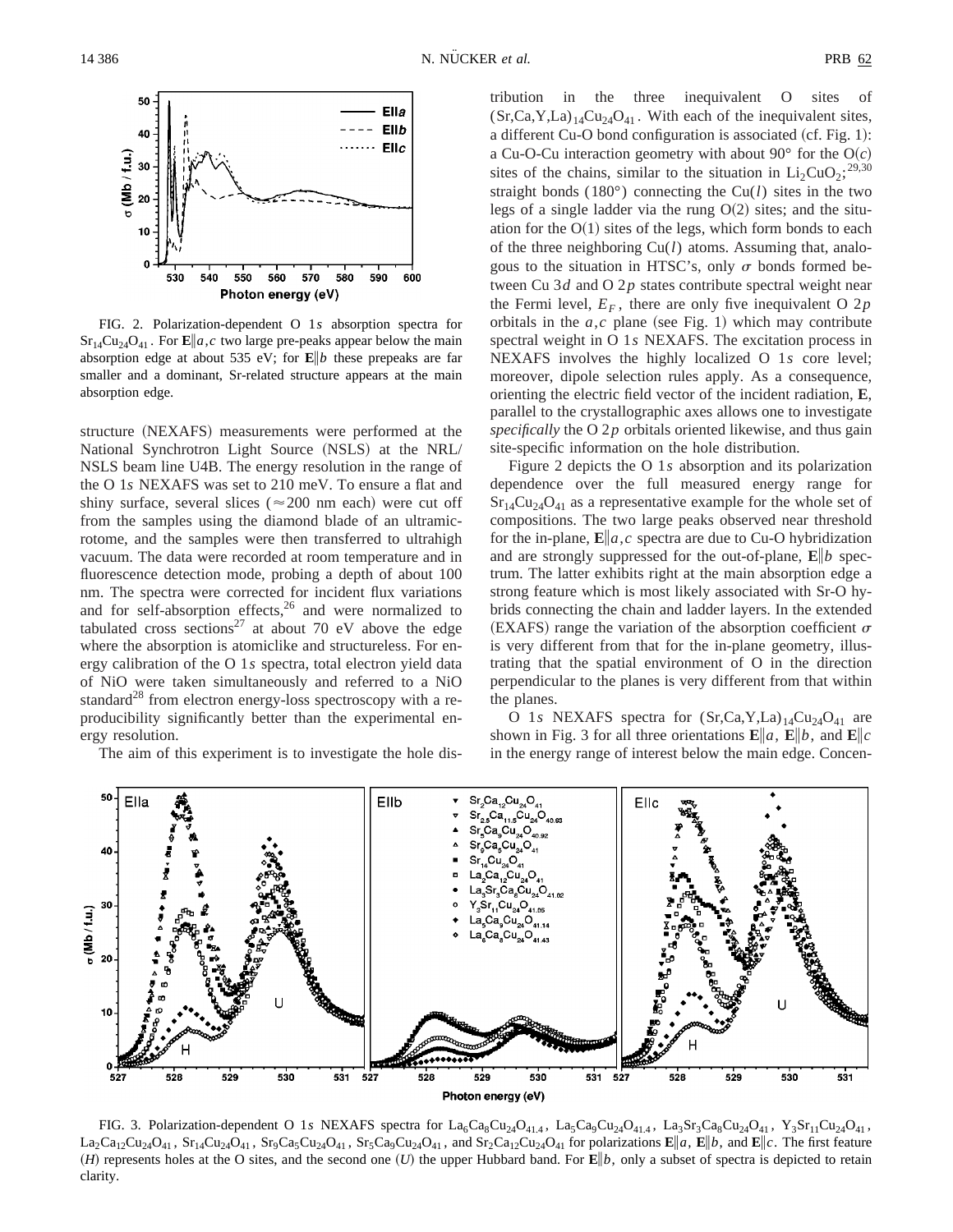FIG. 2. Polarization-dependent O 1$s$ absorption spectra for $Sr_{14}Cu_{24}O_{41}$. For $\mathbf{E}\|a,c$ two large pre-peaks appear below the main absorption edge at about 535 eV; for $\mathbf{E}\|b$ these prepeaks are far smaller and a dominant, Sr-related structure appears at the main absorption edge.

structure (NEXAFS) measurements were performed at the National Synchrotron Light Source (NSLS) at the NRL/NSLS beam line U4B. The energy resolution in the range of the O 1$s$ NEXAFS was set to 210 meV. To ensure a flat and shiny surface, several slices ($\approx$200 nm each) were cut off from the samples using the diamond blade of an ultramicrotome, and the samples were then transferred to ultrahigh vacuum. The data were recorded at room temperature and in fluorescence detection mode, probing a depth of about 100 nm. The spectra were corrected for incident flux variations and for self-absorption effects,[26] and were normalized to tabulated cross sections[27] at about 70 eV above the edge where the absorption is atomiclike and structureless. For energy calibration of the O 1$s$ spectra, total electron yield data of NiO were taken simultaneously and referred to a NiO standard[28] from electron energy-loss spectroscopy with a reproducibility significantly better than the experimental energy resolution.

The aim of this experiment is to investigate the hole distribution in the three inequivalent O sites of $(Sr,Ca,Y,La)_{14}Cu_{24}O_{41}$. With each of the inequivalent sites, a different Cu-O bond configuration is associated (cf. Fig. 1): a Cu-O-Cu interaction geometry with about 90° for the O($c$) sites of the chains, similar to the situation in $Li_2CuO_2$;[29,30] straight bonds (180°) connecting the Cu($l$) sites in the two legs of a single ladder via the rung O(2) sites; and the situation for the O(1) sites of the legs, which form bonds to each of the three neighboring Cu($l$) atoms. Assuming that, analogous to the situation in HTSC's, only $\sigma$ bonds formed between Cu 3$d$ and O 2$p$ states contribute spectral weight near the Fermi level, $E_F$, there are only five inequivalent O 2$p$ orbitals in the $a,c$ plane (see Fig. 1) which may contribute spectral weight in O 1$s$ NEXAFS. The excitation process in NEXAFS involves the highly localized O 1$s$ core level; moreover, dipole selection rules apply. As a consequence, orienting the electric field vector of the incident radiation, $\mathbf{E}$, parallel to the crystallographic axes allows one to investigate *specifically* the O 2$p$ orbitals oriented likewise, and thus gain site-specific information on the hole distribution.

Figure 2 depicts the O 1$s$ absorption and its polarization dependence over the full measured energy range for $Sr_{14}Cu_{24}O_{41}$ as a representative example for the whole set of compositions. The two large peaks observed near threshold for the in-plane, $\mathbf{E}\|a,c$ spectra are due to Cu-O hybridization and are strongly suppressed for the out-of-plane, $\mathbf{E}\|b$ spectrum. The latter exhibits right at the main absorption edge a strong feature which is most likely associated with Sr-O hybrids connecting the chain and ladder layers. In the extended (EXAFS) range the variation of the absorption coefficient $\sigma$ is very different from that for the in-plane geometry, illustrating that the spatial environment of O in the direction perpendicular to the planes is very different from that within the planes.

O 1$s$ NEXAFS spectra for $(Sr,Ca,Y,La)_{14}Cu_{24}O_{41}$ are shown in Fig. 3 for all three orientations $\mathbf{E}\|a$, $\mathbf{E}\|b$, and $\mathbf{E}\|c$ in the energy range of interest below the main edge. Concen-

FIG. 3. Polarization-dependent O 1$s$ NEXAFS spectra for $La_6Ca_8Cu_{24}O_{41.4}$, $La_5Ca_9Cu_{24}O_{41.4}$, $La_3Sr_3Ca_8Cu_{24}O_{41}$, $Y_3Sr_{11}Cu_{24}O_{41}$, $La_2Ca_{12}Cu_{24}O_{41}$, $Sr_{14}Cu_{24}O_{41}$, $Sr_9Ca_5Cu_{24}O_{41}$, $Sr_5Ca_9Cu_{24}O_{41}$, and $Sr_2Ca_{12}Cu_{24}O_{41}$ for polarizations $\mathbf{E}\|a$, $\mathbf{E}\|b$, and $\mathbf{E}\|c$. The first feature ($H$) represents holes at the O sites, and the second one ($U$) the upper Hubbard band. For $\mathbf{E}\|b$, only a subset of spectra is depicted to retain clarity.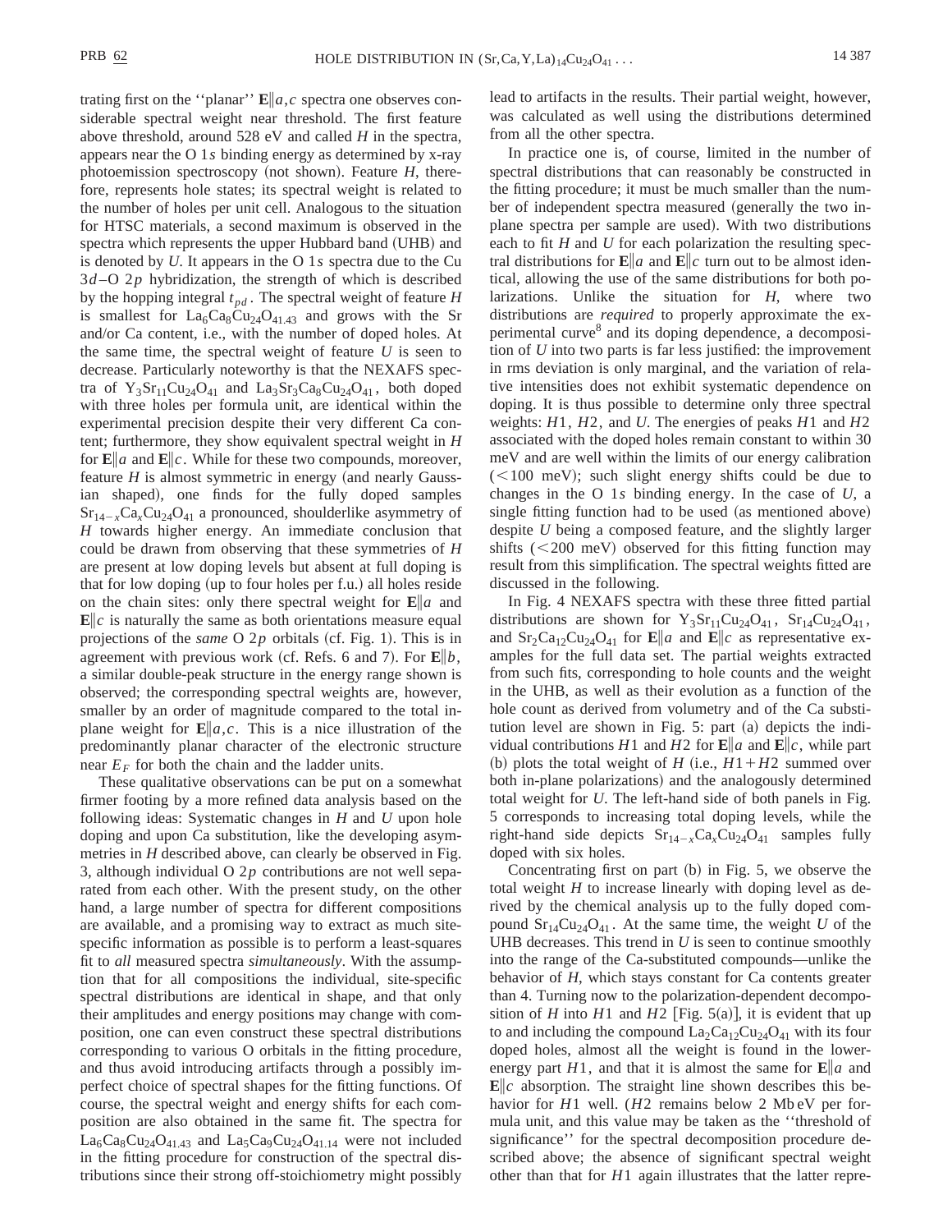trating first on the ''planar'' $\mathbf{E}\|a,c$ spectra one observes considerable spectral weight near threshold. The first feature above threshold, around 528 eV and called $H$ in the spectra, appears near the O 1$s$ binding energy as determined by x-ray photoemission spectroscopy (not shown). Feature $H$, therefore, represents hole states; its spectral weight is related to the number of holes per unit cell. Analogous to the situation for HTSC materials, a second maximum is observed in the spectra which represents the upper Hubbard band (UHB) and is denoted by $U$. It appears in the O 1$s$ spectra due to the Cu 3$d$–O 2$p$ hybridization, the strength of which is described by the hopping integral $t_{pd}$. The spectral weight of feature $H$ is smallest for $La_6Ca_8Cu_{24}O_{41.43}$ and grows with the Sr and/or Ca content, i.e., with the number of doped holes. At the same time, the spectral weight of feature $U$ is seen to decrease. Particularly noteworthy is that the NEXAFS spectra of $Y_3Sr_{11}Cu_{24}O_{41}$ and $La_3Sr_3Ca_8Cu_{24}O_{41}$, both doped with three holes per formula unit, are identical within the experimental precision despite their very different Ca content; furthermore, they show equivalent spectral weight in $H$ for $\mathbf{E}\|a$ and $\mathbf{E}\|c$. While for these two compounds, moreover, feature $H$ is almost symmetric in energy (and nearly Gaussian shaped), one finds for the fully doped samples $Sr_{14-x}Ca_xCu_{24}O_{41}$ a pronounced, shoulderlike asymmetry of $H$ towards higher energy. An immediate conclusion that could be drawn from observing that these symmetries of $H$ are present at low doping levels but absent at full doping is that for low doping (up to four holes per f.u.) all holes reside on the chain sites: only there spectral weight for $\mathbf{E}\|a$ and $\mathbf{E}\|c$ is naturally the same as both orientations measure equal projections of the *same* O 2$p$ orbitals (cf. Fig. 1). This is in agreement with previous work (cf. Refs. 6 and 7). For $\mathbf{E}\|b$, a similar double-peak structure in the energy range shown is observed; the corresponding spectral weights are, however, smaller by an order of magnitude compared to the total in-plane weight for $\mathbf{E}\|a,c$. This is a nice illustration of the predominantly planar character of the electronic structure near $E_F$ for both the chain and the ladder units.

These qualitative observations can be put on a somewhat firmer footing by a more refined data analysis based on the following ideas: Systematic changes in $H$ and $U$ upon hole doping and upon Ca substitution, like the developing asymmetries in $H$ described above, can clearly be observed in Fig. 3, although individual O 2$p$ contributions are not well separated from each other. With the present study, on the other hand, a large number of spectra for different compositions are available, and a promising way to extract as much site-specific information as possible is to perform a least-squares fit to *all* measured spectra *simultaneously*. With the assumption that for all compositions the individual, site-specific spectral distributions are identical in shape, and that only their amplitudes and energy positions may change with composition, one can even construct these spectral distributions corresponding to various O orbitals in the fitting procedure, and thus avoid introducing artifacts through a possibly imperfect choice of spectral shapes for the fitting functions. Of course, the spectral weight and energy shifts for each composition are also obtained in the same fit. The spectra for $La_6Ca_8Cu_{24}O_{41.43}$ and $La_5Ca_9Cu_{24}O_{41.14}$ were not included in the fitting procedure for construction of the spectral distributions since their strong off-stoichiometry might possibly lead to artifacts in the results. Their partial weight, however, was calculated as well using the distributions determined from all the other spectra.

In practice one is, of course, limited in the number of spectral distributions that can reasonably be constructed in the fitting procedure; it must be much smaller than the number of independent spectra measured (generally the two in-plane spectra per sample are used). With two distributions each to fit $H$ and $U$ for each polarization the resulting spectral distributions for $\mathbf{E}\|a$ and $\mathbf{E}\|c$ turn out to be almost identical, allowing the use of the same distributions for both polarizations. Unlike the situation for $H$, where two distributions are *required* to properly approximate the experimental curve[8] and its doping dependence, a decomposition of $U$ into two parts is far less justified: the improvement in rms deviation is only marginal, and the variation of relative intensities does not exhibit systematic dependence on doping. It is thus possible to determine only three spectral weights: $H1$, $H2$, and $U$. The energies of peaks $H1$ and $H2$ associated with the doped holes remain constant to within 30 meV and are well within the limits of our energy calibration (<100 meV); such slight energy shifts could be due to changes in the O 1$s$ binding energy. In the case of $U$, a single fitting function had to be used (as mentioned above) despite $U$ being a composed feature, and the slightly larger shifts (<200 meV) observed for this fitting function may result from this simplification. The spectral weights fitted are discussed in the following.

In Fig. 4 NEXAFS spectra with these three fitted partial distributions are shown for $Y_3Sr_{11}Cu_{24}O_{41}$, $Sr_{14}Cu_{24}O_{41}$, and $Sr_2Ca_{12}Cu_{24}O_{41}$ for $\mathbf{E}\|a$ and $\mathbf{E}\|c$ as representative examples for the full data set. The partial weights extracted from such fits, corresponding to hole counts and the weight in the UHB, as well as their evolution as a function of the hole count as derived from volumetry and of the Ca substitution level are shown in Fig. 5: part (a) depicts the individual contributions $H1$ and $H2$ for $\mathbf{E}\|a$ and $\mathbf{E}\|c$, while part (b) plots the total weight of $H$ (i.e., $H1+H2$ summed over both in-plane polarizations) and the analogously determined total weight for $U$. The left-hand side of both panels in Fig. 5 corresponds to increasing total doping levels, while the right-hand side depicts $Sr_{14-x}Ca_xCu_{24}O_{41}$ samples fully doped with six holes.

Concentrating first on part (b) in Fig. 5, we observe the total weight $H$ to increase linearly with doping level as derived by the chemical analysis up to the fully doped compound $Sr_{14}Cu_{24}O_{41}$. At the same time, the weight $U$ of the UHB decreases. This trend in $U$ is seen to continue smoothly into the range of the Ca-substituted compounds—unlike the behavior of $H$, which stays constant for Ca contents greater than 4. Turning now to the polarization-dependent decomposition of $H$ into $H1$ and $H2$ [Fig. 5(a)], it is evident that up to and including the compound $La_2Ca_{12}Cu_{24}O_{41}$ with its four doped holes, almost all the weight is found in the lower-energy part $H1$, and that it is almost the same for $\mathbf{E}\|a$ and $\mathbf{E}\|c$ absorption. The straight line shown describes this behavior for $H1$ well. ($H2$ remains below 2 Mb eV per formula unit, and this value may be taken as the ''threshold of significance'' for the spectral decomposition procedure described above; the absence of significant spectral weight other than that for $H1$ again illustrates that the latter repre-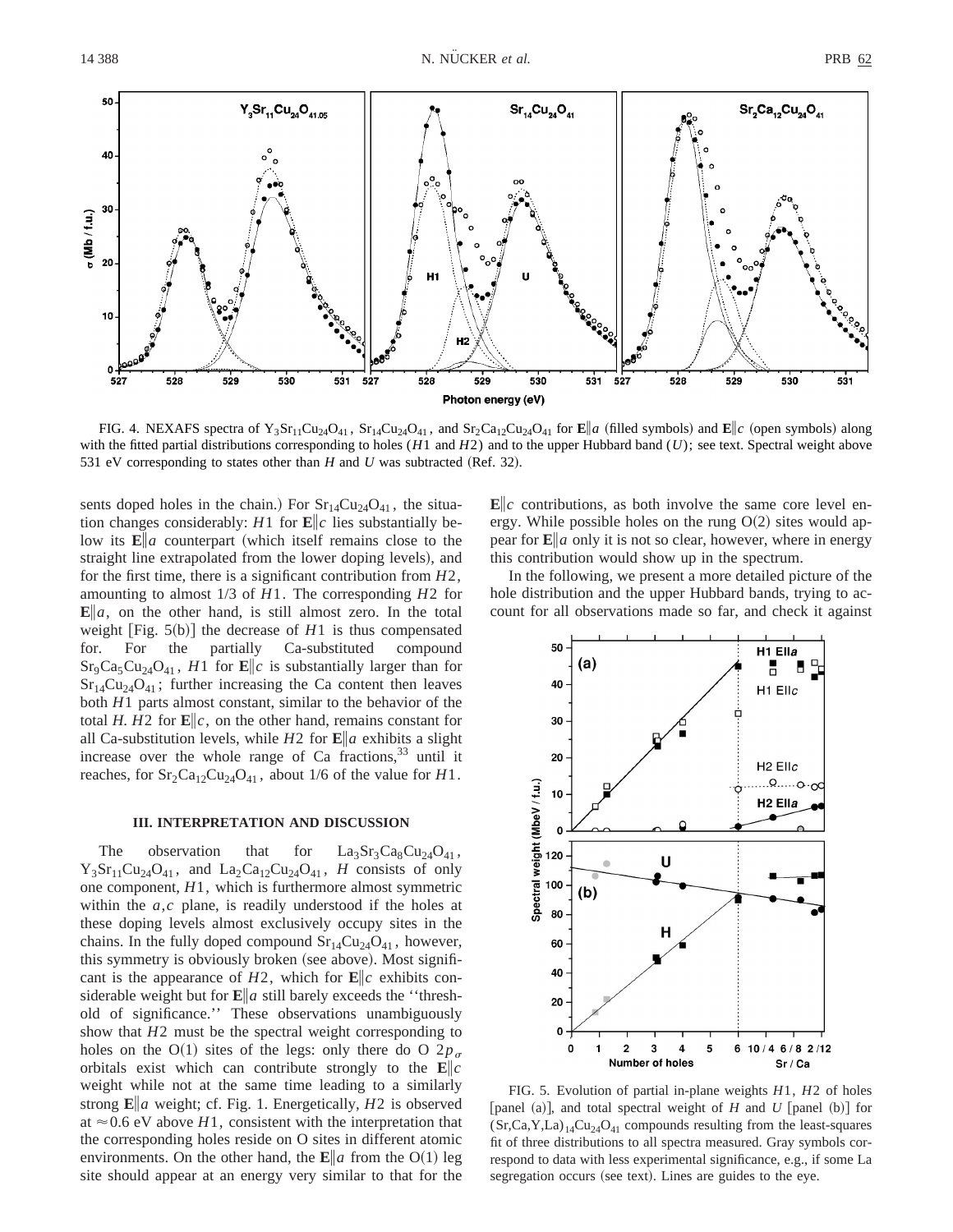FIG. 4. NEXAFS spectra of $Y_3Sr_{11}Cu_{24}O_{41}$, $Sr_{14}Cu_{24}O_{41}$, and $Sr_2Ca_{12}Cu_{24}O_{41}$ for $\mathbf{E}\|a$ (filled symbols) and $\mathbf{E}\|c$ (open symbols) along with the fitted partial distributions corresponding to holes ($H1$ and $H2$) and to the upper Hubbard band ($U$); see text. Spectral weight above 531 eV corresponding to states other than $H$ and $U$ was subtracted (Ref. 32).

sents doped holes in the chain.) For $Sr_{14}Cu_{24}O_{41}$, the situation changes considerably: $H1$ for $\mathbf{E}\|c$ lies substantially below its $\mathbf{E}\|a$ counterpart (which itself remains close to the straight line extrapolated from the lower doping levels), and for the first time, there is a significant contribution from $H2$, amounting to almost 1/3 of $H1$. The corresponding $H2$ for $\mathbf{E}\|a$, on the other hand, is still almost zero. In the total weight [Fig. 5(b)] the decrease of $H1$ is thus compensated for. For the partially Ca-substituted compound $Sr_9Ca_5Cu_{24}O_{41}$, $H1$ for $\mathbf{E}\|c$ is substantially larger than for $Sr_{14}Cu_{24}O_{41}$; further increasing the Ca content then leaves both $H1$ parts almost constant, similar to the behavior of the total $H$. $H2$ for $\mathbf{E}\|c$, on the other hand, remains constant for all Ca-substitution levels, while $H2$ for $\mathbf{E}\|a$ exhibits a slight increase over the whole range of Ca fractions,[33] until it reaches, for $Sr_2Ca_{12}Cu_{24}O_{41}$, about 1/6 of the value for $H1$.

### III. INTERPRETATION AND DISCUSSION

The observation that for $La_3Sr_3Ca_8Cu_{24}O_{41}$, $Y_3Sr_{11}Cu_{24}O_{41}$, and $La_2Ca_{12}Cu_{24}O_{41}$, $H$ consists of only one component, $H1$, which is furthermore almost symmetric within the $a,c$ plane, is readily understood if the holes at these doping levels almost exclusively occupy sites in the chains. In the fully doped compound $Sr_{14}Cu_{24}O_{41}$, however, this symmetry is obviously broken (see above). Most significant is the appearance of $H2$, which for $\mathbf{E}\|c$ exhibits considerable weight but for $\mathbf{E}\|a$ still barely exceeds the "threshold of significance." These observations unambiguously show that $H2$ must be the spectral weight corresponding to holes on the O(1) sites of the legs: only there do O $2p_\sigma$ orbitals exist which can contribute strongly to the $\mathbf{E}\|c$ weight while not at the same time leading to a similarly strong $\mathbf{E}\|a$ weight; cf. Fig. 1. Energetically, $H2$ is observed at $\approx 0.6$ eV above $H1$, consistent with the interpretation that the corresponding holes reside on O sites in different atomic environments. On the other hand, the $\mathbf{E}\|a$ from the O(1) leg site should appear at an energy very similar to that for the $\mathbf{E}\|c$ contributions, as both involve the same core level energy. While possible holes on the rung O(2) sites would appear for $\mathbf{E}\|a$ only it is not so clear, however, where in energy this contribution would show up in the spectrum.

In the following, we present a more detailed picture of the hole distribution and the upper Hubbard bands, trying to account for all observations made so far, and check it against

FIG. 5. Evolution of partial in-plane weights $H1$, $H2$ of holes [panel (a)], and total spectral weight of $H$ and $U$ [panel (b)] for $(Sr,Ca,Y,La)_{14}Cu_{24}O_{41}$ compounds resulting from the least-squares fit of three distributions to all spectra measured. Gray symbols correspond to data with less experimental significance, e.g., if some La segregation occurs (see text). Lines are guides to the eye.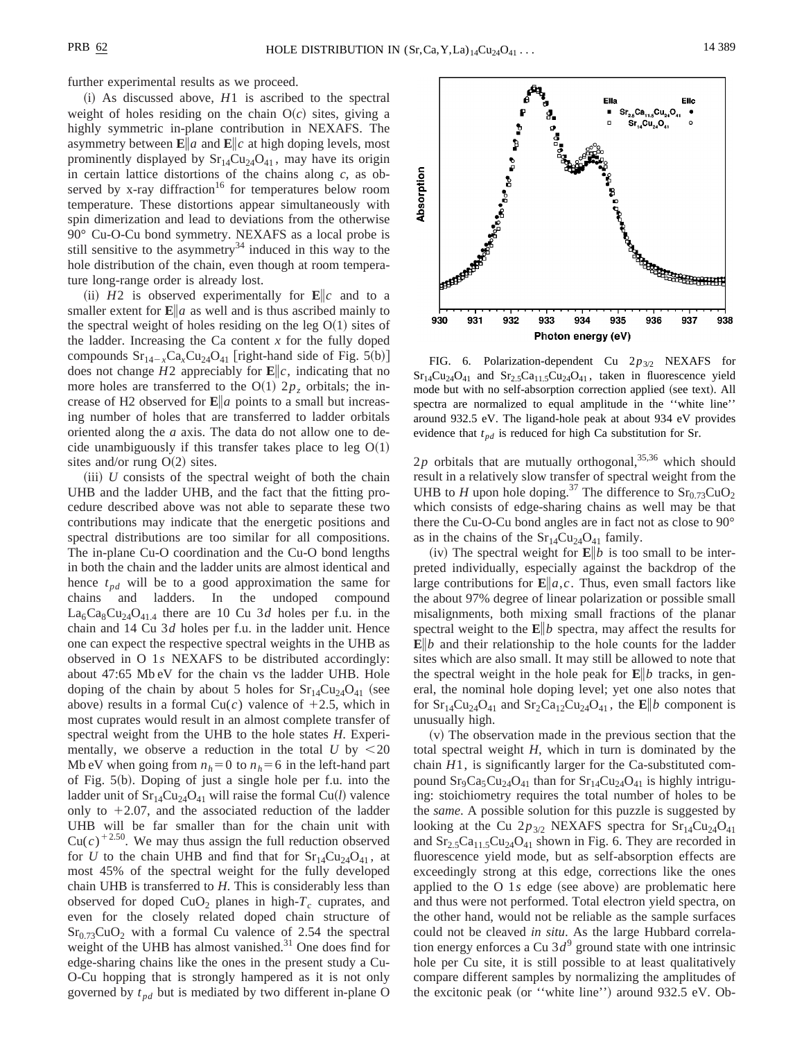further experimental results as we proceed.

(i) As discussed above, $H1$ is ascribed to the spectral weight of holes residing on the chain O($c$) sites, giving a highly symmetric in-plane contribution in NEXAFS. The asymmetry between $\mathbf{E}\|a$ and $\mathbf{E}\|c$ at high doping levels, most prominently displayed by $Sr_{14}Cu_{24}O_{41}$, may have its origin in certain lattice distortions of the chains along $c$, as observed by x-ray diffraction[16] for temperatures below room temperature. These distortions appear simultaneously with spin dimerization and lead to deviations from the otherwise 90° Cu-O-Cu bond symmetry. NEXAFS as a local probe is still sensitive to the asymmetry[34] induced in this way to the hole distribution of the chain, even though at room temperature long-range order is already lost.

(ii) $H2$ is observed experimentally for $\mathbf{E}\|c$ and to a smaller extent for $\mathbf{E}\|a$ as well and is thus ascribed mainly to the spectral weight of holes residing on the leg O(1) sites of the ladder. Increasing the Ca content $x$ for the fully doped compounds $Sr_{14-x}Ca_xCu_{24}O_{41}$ [right-hand side of Fig. 5(b)] does not change $H2$ appreciably for $\mathbf{E}\|c$, indicating that no more holes are transferred to the O(1) $2p_z$ orbitals; the increase of H2 observed for $\mathbf{E}\|a$ points to a small but increasing number of holes that are transferred to ladder orbitals oriented along the $a$ axis. The data do not allow one to decide unambiguously if this transfer takes place to leg O(1) sites and/or rung O(2) sites.

(iii) $U$ consists of the spectral weight of both the chain UHB and the ladder UHB, and the fact that the fitting procedure described above was not able to separate these two contributions may indicate that the energetic positions and spectral distributions are too similar for all compositions. The in-plane Cu-O coordination and the Cu-O bond lengths in both the chain and the ladder units are almost identical and hence $t_{pd}$ will be to a good approximation the same for chains and ladders. In the undoped compound $La_6Ca_8Cu_{24}O_{41.4}$ there are 10 Cu $3d$ holes per f.u. in the chain and 14 Cu $3d$ holes per f.u. in the ladder unit. Hence one can expect the respective spectral weights in the UHB as observed in O 1$s$ NEXAFS to be distributed accordingly: about 47:65 Mb eV for the chain vs the ladder UHB. Hole doping of the chain by about 5 holes for $Sr_{14}Cu_{24}O_{41}$ (see above) results in a formal Cu($c$) valence of +2.5, which in most cuprates would result in an almost complete transfer of spectral weight from the UHB to the hole states $H$. Experimentally, we observe a reduction in the total $U$ by <20 Mb eV when going from $n_h=0$ to $n_h=6$ in the left-hand part of Fig. 5(b). Doping of just a single hole per f.u. into the ladder unit of $Sr_{14}Cu_{24}O_{41}$ will raise the formal Cu($l$) valence only to +2.07, and the associated reduction of the ladder UHB will be far smaller than for the chain unit with $Cu(c)^{+2.50}$. We may thus assign the full reduction observed for $U$ to the chain UHB and find that for $Sr_{14}Cu_{24}O_{41}$, at most 45% of the spectral weight for the fully developed chain UHB is transferred to $H$. This is considerably less than observed for doped $CuO_2$ planes in high-$T_c$ cuprates, and even for the closely related doped chain structure of $Sr_{0.73}CuO_2$ with a formal Cu valence of 2.54 the spectral weight of the UHB has almost vanished.[31] One does find for edge-sharing chains like the ones in the present study a Cu-O-Cu hopping that is strongly hampered as it is not only governed by $t_{pd}$ but is mediated by two different in-plane O $2p$ orbitals that are mutually orthogonal,[35,36] which should result in a relatively slow transfer of spectral weight from the UHB to $H$ upon hole doping.[37] The difference to $Sr_{0.73}CuO_2$ which consists of edge-sharing chains as well may be that there the Cu-O-Cu bond angles are in fact not as close to 90° as in the chains of the $Sr_{14}Cu_{24}O_{41}$ family.

(iv) The spectral weight for $\mathbf{E}\|b$ is too small to be interpreted individually, especially against the backdrop of the large contributions for $\mathbf{E}\|a,c$. Thus, even small factors like the about 97% degree of linear polarization or possible small misalignments, both mixing small fractions of the planar spectral weight to the $\mathbf{E}\|b$ spectra, may affect the results for $\mathbf{E}\|b$ and their relationship to the hole counts for the ladder sites which are also small. It may still be allowed to note that the spectral weight in the hole peak for $\mathbf{E}\|b$ tracks, in general, the nominal hole doping level; yet one also notes that for $Sr_{14}Cu_{24}O_{41}$ and $Sr_2Ca_{12}Cu_{24}O_{41}$, the $\mathbf{E}\|b$ component is unusually high.

(v) The observation made in the previous section that the total spectral weight $H$, which in turn is dominated by the chain $H1$, is significantly larger for the Ca-substituted compound $Sr_9Ca_5Cu_{24}O_{41}$ than for $Sr_{14}Cu_{24}O_{41}$ is highly intriguing: stoichiometry requires the total number of holes to be the *same*. A possible solution for this puzzle is suggested by looking at the Cu $2p_{3/2}$ NEXAFS spectra for $Sr_{14}Cu_{24}O_{41}$ and $Sr_{2.5}Ca_{11.5}Cu_{24}O_{41}$ shown in Fig. 6. They are recorded in fluorescence yield mode, but as self-absorption effects are exceedingly strong at this edge, corrections like the ones applied to the O 1$s$ edge (see above) are problematic here and thus were not performed. Total electron yield spectra, on the other hand, would not be reliable as the sample surfaces could not be cleaved *in situ*. As the large Hubbard correlation energy enforces a Cu $3d^9$ ground state with one intrinsic hole per Cu site, it is still possible to at least qualitatively compare different samples by normalizing the amplitudes of the excitonic peak (or "white line") around 932.5 eV. Ob-

FIG. 6. Polarization-dependent Cu $2p_{3/2}$ NEXAFS for $Sr_{14}Cu_{24}O_{41}$ and $Sr_{2.5}Ca_{11.5}Cu_{24}O_{41}$, taken in fluorescence yield mode but with no self-absorption correction applied (see text). All spectra are normalized to equal amplitude in the "white line" around 932.5 eV. The ligand-hole peak at about 934 eV provides evidence that $t_{pd}$ is reduced for high Ca substitution for Sr.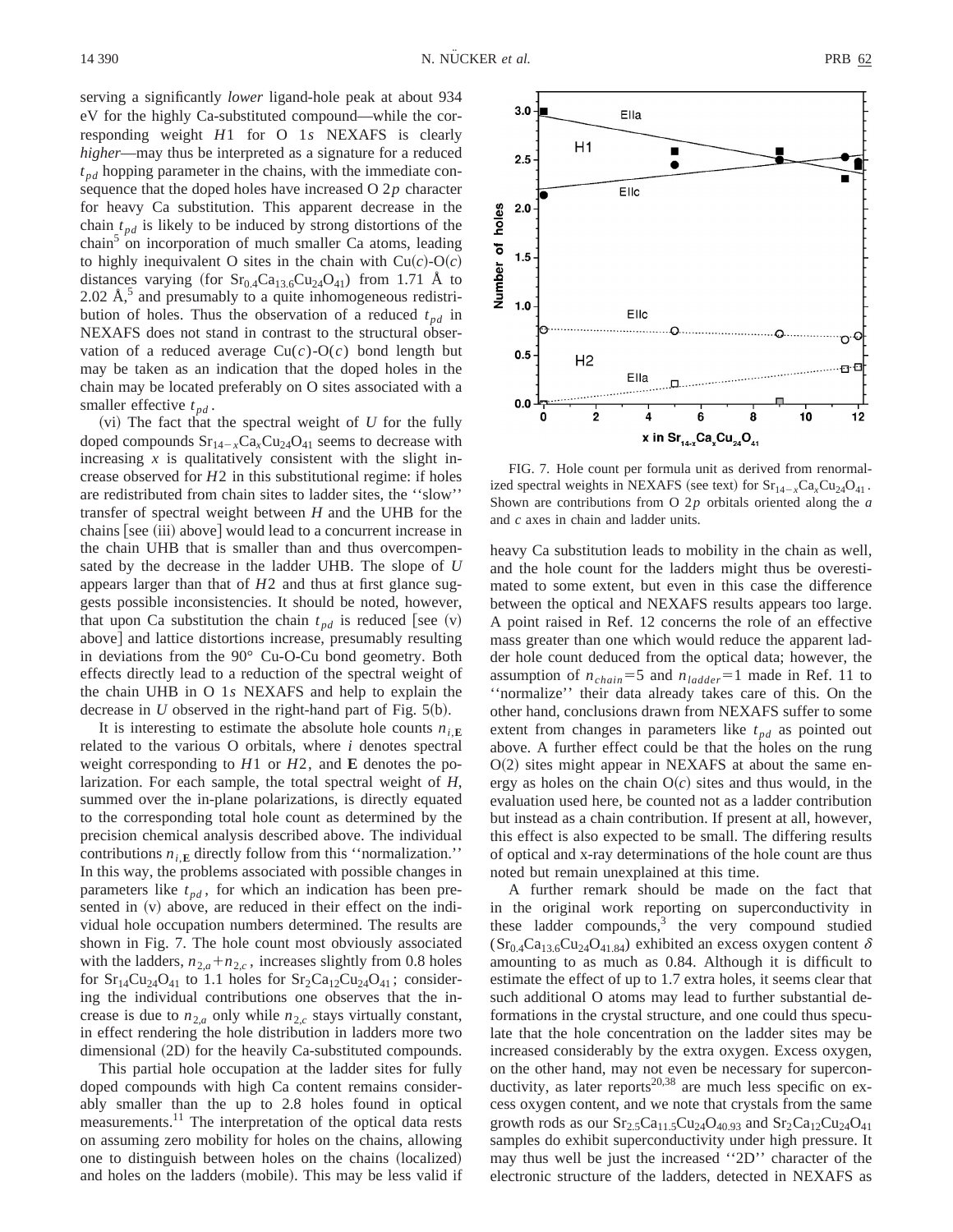serving a significantly *lower* ligand-hole peak at about 934 eV for the highly Ca-substituted compound—while the corresponding weight $H1$ for O 1$s$ NEXAFS is clearly *higher*—may thus be interpreted as a signature for a reduced $t_{pd}$ hopping parameter in the chains, with the immediate consequence that the doped holes have increased O 2$p$ character for heavy Ca substitution. This apparent decrease in the chain $t_{pd}$ is likely to be induced by strong distortions of the chain[5] on incorporation of much smaller Ca atoms, leading to highly inequivalent O sites in the chain with Cu($c$)-O($c$) distances varying (for $Sr_{0.4}Ca_{13.6}Cu_{24}O_{41}$) from 1.71 Å to 2.02 Å,[5] and presumably to a quite inhomogeneous redistribution of holes. Thus the observation of a reduced $t_{pd}$ in NEXAFS does not stand in contrast to the structural observation of a reduced average Cu($c$)-O($c$) bond length but may be taken as an indication that the doped holes in the chain may be located preferably on O sites associated with a smaller effective $t_{pd}$.

(vi) The fact that the spectral weight of $U$ for the fully doped compounds $Sr_{14-x}Ca_xCu_{24}O_{41}$ seems to decrease with increasing $x$ is qualitatively consistent with the slight increase observed for $H2$ in this substitutional regime: if holes are redistributed from chain sites to ladder sites, the ''slow'' transfer of spectral weight between $H$ and the UHB for the chains [see (iii) above] would lead to a concurrent increase in the chain UHB that is smaller than and thus overcompensated by the decrease in the ladder UHB. The slope of $U$ appears larger than that of $H2$ and thus at first glance suggests possible inconsistencies. It should be noted, however, that upon Ca substitution the chain $t_{pd}$ is reduced [see (v) above] and lattice distortions increase, presumably resulting in deviations from the 90° Cu-O-Cu bond geometry. Both effects directly lead to a reduction of the spectral weight of the chain UHB in O 1$s$ NEXAFS and help to explain the decrease in $U$ observed in the right-hand part of Fig. 5(b).

It is interesting to estimate the absolute hole counts $n_{i,\mathbf{E}}$ related to the various O orbitals, where $i$ denotes spectral weight corresponding to $H1$ or $H2$, and $\mathbf{E}$ denotes the polarization. For each sample, the total spectral weight of $H$, summed over the in-plane polarizations, is directly equated to the corresponding total hole count as determined by the precision chemical analysis described above. The individual contributions $n_{i,\mathbf{E}}$ directly follow from this ''normalization.'' In this way, the problems associated with possible changes in parameters like $t_{pd}$, for which an indication has been presented in (v) above, are reduced in their effect on the individual hole occupation numbers determined. The results are shown in Fig. 7. The hole count most obviously associated with the ladders, $n_{2,a}+n_{2,c}$, increases slightly from 0.8 holes for $Sr_{14}Cu_{24}O_{41}$ to 1.1 holes for $Sr_2Ca_{12}Cu_{24}O_{41}$; considering the individual contributions one observes that the increase is due to $n_{2,a}$ only while $n_{2,c}$ stays virtually constant, in effect rendering the hole distribution in ladders more two dimensional (2D) for the heavily Ca-substituted compounds.

This partial hole occupation at the ladder sites for fully doped compounds with high Ca content remains considerably smaller than the up to 2.8 holes found in optical measurements.[11] The interpretation of the optical data rests on assuming zero mobility for holes on the chains, allowing one to distinguish between holes on the chains (localized) and holes on the ladders (mobile). This may be less valid if heavy Ca substitution leads to mobility in the chain as well, and the hole count for the ladders might thus be overestimated to some extent, but even in this case the difference between the optical and NEXAFS results appears too large. A point raised in Ref. 12 concerns the role of an effective mass greater than one which would reduce the apparent ladder hole count deduced from the optical data; however, the assumption of $n_{chain}=5$ and $n_{ladder}=1$ made in Ref. 11 to ''normalize'' their data already takes care of this. On the other hand, conclusions drawn from NEXAFS suffer to some extent from changes in parameters like $t_{pd}$ as pointed out above. A further effect could be that the holes on the rung O(2) sites might appear in NEXAFS at about the same energy as holes on the chain O($c$) sites and thus would, in the evaluation used here, be counted not as a ladder contribution but instead as a chain contribution. If present at all, however, this effect is also expected to be small. The differing results of optical and x-ray determinations of the hole count are thus noted but remain unexplained at this time.

FIG. 7. Hole count per formula unit as derived from renormalized spectral weights in NEXAFS (see text) for $Sr_{14-x}Ca_xCu_{24}O_{41}$. Shown are contributions from O 2$p$ orbitals oriented along the $a$ and $c$ axes in chain and ladder units.

A further remark should be made on the fact that in the original work reporting on superconductivity in these ladder compounds,[3] the very compound studied ($Sr_{0.4}Ca_{13.6}Cu_{24}O_{41.84}$) exhibited an excess oxygen content $\delta$ amounting to as much as 0.84. Although it is difficult to estimate the effect of up to 1.7 extra holes, it seems clear that such additional O atoms may lead to further substantial deformations in the crystal structure, and one could thus speculate that the hole concentration on the ladder sites may be increased considerably by the extra oxygen. Excess oxygen, on the other hand, may not even be necessary for superconductivity, as later reports[20,38] are much less specific on excess oxygen content, and we note that crystals from the same growth rods as our $Sr_{2.5}Ca_{11.5}Cu_{24}O_{40.93}$ and $Sr_2Ca_{12}Cu_{24}O_{41}$ samples do exhibit superconductivity under high pressure. It may thus well be just the increased ''2D'' character of the electronic structure of the ladders, detected in NEXAFS as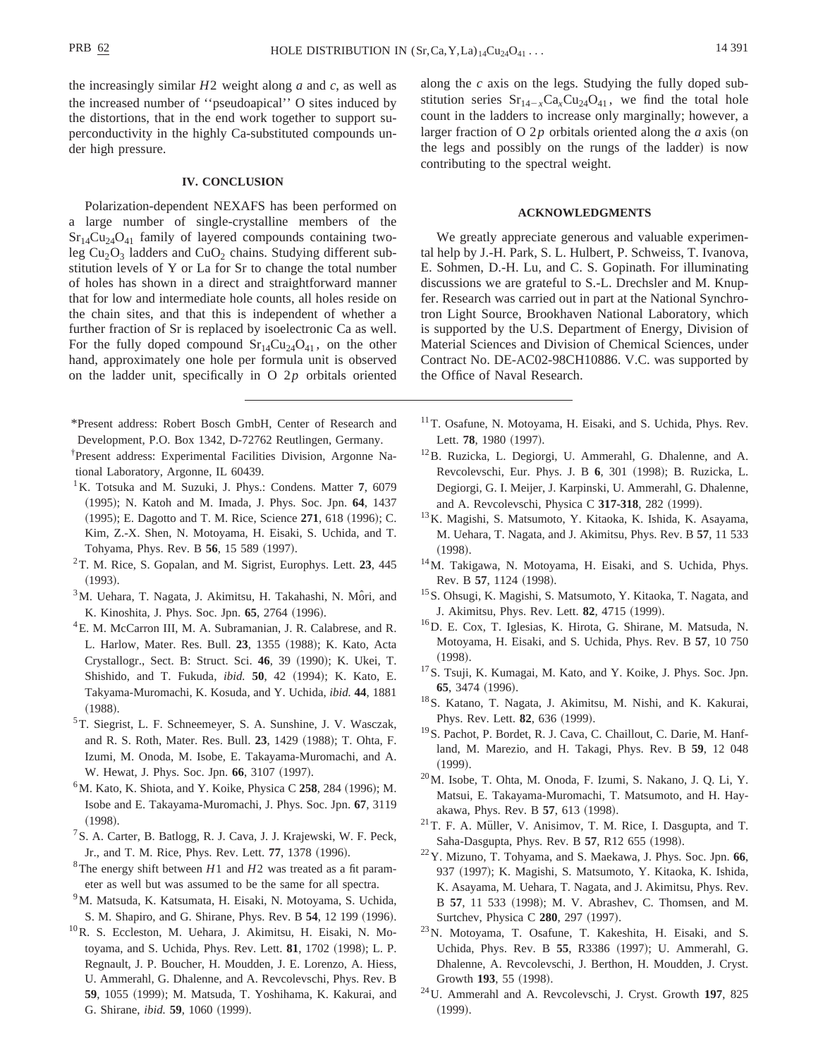the increasingly similar $H2$ weight along $a$ and $c$, as well as the increased number of ''pseudoapical'' O sites induced by the distortions, that in the end work together to support superconductivity in the highly Ca-substituted compounds under high pressure.

## IV. CONCLUSION

Polarization-dependent NEXAFS has been performed on a large number of single-crystalline members of the $Sr_{14}Cu_{24}O_{41}$ family of layered compounds containing two-leg $Cu_2O_3$ ladders and $CuO_2$ chains. Studying different substitution levels of Y or La for Sr to change the total number of holes has shown in a direct and straightforward manner that for low and intermediate hole counts, all holes reside on the chain sites, and that this is independent of whether a further fraction of Sr is replaced by isoelectronic Ca as well. For the fully doped compound $Sr_{14}Cu_{24}O_{41}$, on the other hand, approximately one hole per formula unit is observed on the ladder unit, specifically in O $2p$ orbitals oriented along the $c$ axis on the legs. Studying the fully doped substitution series $Sr_{14-x}Ca_xCu_{24}O_{41}$, we find the total hole count in the ladders to increase only marginally; however, a larger fraction of O $2p$ orbitals oriented along the $a$ axis (on the legs and possibly on the rungs of the ladder) is now contributing to the spectral weight.

## ACKNOWLEDGMENTS

We greatly appreciate generous and valuable experimental help by J.-H. Park, S. L. Hulbert, P. Schweiss, T. Ivanova, E. Sohmen, D.-H. Lu, and C. S. Gopinath. For illuminating discussions we are grateful to S.-L. Drechsler and M. Knupfer. Research was carried out in part at the National Synchrotron Light Source, Brookhaven National Laboratory, which is supported by the U.S. Department of Energy, Division of Material Sciences and Division of Chemical Sciences, under Contract No. DE-AC02-98CH10886. V.C. was supported by the Office of Naval Research.

---

*Present address: Robert Bosch GmbH, Center of Research and Development, P.O. Box 1342, D-72762 Reutlingen, Germany.

†Present address: Experimental Facilities Division, Argonne National Laboratory, Argonne, IL 60439.

[1] K. Totsuka and M. Suzuki, J. Phys.: Condens. Matter **7**, 6079 (1995); N. Katoh and M. Imada, J. Phys. Soc. Jpn. **64**, 1437 (1995); E. Dagotto and T. M. Rice, Science **271**, 618 (1996); C. Kim, Z.-X. Shen, N. Motoyama, H. Eisaki, S. Uchida, and T. Tohyama, Phys. Rev. B **56**, 15 589 (1997).

[2] T. M. Rice, S. Gopalan, and M. Sigrist, Europhys. Lett. **23**, 445 (1993).

[3] M. Uehara, T. Nagata, J. Akimitsu, H. Takahashi, N. Môri, and K. Kinoshita, J. Phys. Soc. Jpn. **65**, 2764 (1996).

[4] E. M. McCarron III, M. A. Subramanian, J. R. Calabrese, and R. L. Harlow, Mater. Res. Bull. **23**, 1355 (1988); K. Kato, Acta Crystallogr., Sect. B: Struct. Sci. **46**, 39 (1990); K. Ukei, T. Shishido, and T. Fukuda, *ibid.* **50**, 42 (1994); K. Kato, E. Takyama-Muromachi, K. Kosuda, and Y. Uchida, *ibid.* **44**, 1881 (1988).

[5] T. Siegrist, L. F. Schneemeyer, S. A. Sunshine, J. V. Wasczak, and R. S. Roth, Mater. Res. Bull. **23**, 1429 (1988); T. Ohta, F. Izumi, M. Onoda, M. Isobe, E. Takayama-Muromachi, and A. W. Hewat, J. Phys. Soc. Jpn. **66**, 3107 (1997).

[6] M. Kato, K. Shiota, and Y. Koike, Physica C **258**, 284 (1996); M. Isobe and E. Takayama-Muromachi, J. Phys. Soc. Jpn. **67**, 3119 (1998).

[7] S. A. Carter, B. Batlogg, R. J. Cava, J. J. Krajewski, W. F. Peck, Jr., and T. M. Rice, Phys. Rev. Lett. **77**, 1378 (1996).

[8] The energy shift between $H1$ and $H2$ was treated as a fit parameter as well but was assumed to be the same for all spectra.

[9] M. Matsuda, K. Katsumata, H. Eisaki, N. Motoyama, S. Uchida, S. M. Shapiro, and G. Shirane, Phys. Rev. B **54**, 12 199 (1996).

[10] R. S. Eccleston, M. Uehara, J. Akimitsu, H. Eisaki, N. Motoyama, and S. Uchida, Phys. Rev. Lett. **81**, 1702 (1998); L. P. Regnault, J. P. Boucher, H. Moudden, J. E. Lorenzo, A. Hiess, U. Ammerahl, G. Dhalenne, and A. Revcolevschi, Phys. Rev. B **59**, 1055 (1999); M. Matsuda, T. Yoshihama, K. Kakurai, and G. Shirane, *ibid.* **59**, 1060 (1999).

[11] T. Osafune, N. Motoyama, H. Eisaki, and S. Uchida, Phys. Rev. Lett. **78**, 1980 (1997).

[12] B. Ruzicka, L. Degiorgi, U. Ammerahl, G. Dhalenne, and A. Revcolevschi, Eur. Phys. J. B **6**, 301 (1998); B. Ruzicka, L. Degiorgi, G. I. Meijer, J. Karpinski, U. Ammerahl, G. Dhalenne, and A. Revcolevschi, Physica C **317-318**, 282 (1999).

[13] K. Magishi, S. Matsumoto, Y. Kitaoka, K. Ishida, K. Asayama, M. Uehara, T. Nagata, and J. Akimitsu, Phys. Rev. B **57**, 11 533 (1998).

[14] M. Takigawa, N. Motoyama, H. Eisaki, and S. Uchida, Phys. Rev. B **57**, 1124 (1998).

[15] S. Ohsugi, K. Magishi, S. Matsumoto, Y. Kitaoka, T. Nagata, and J. Akimitsu, Phys. Rev. Lett. **82**, 4715 (1999).

[16] D. E. Cox, T. Iglesias, K. Hirota, G. Shirane, M. Matsuda, N. Motoyama, H. Eisaki, and S. Uchida, Phys. Rev. B **57**, 10 750 (1998).

[17] S. Tsuji, K. Kumagai, M. Kato, and Y. Koike, J. Phys. Soc. Jpn. **65**, 3474 (1996).

[18] S. Katano, T. Nagata, J. Akimitsu, M. Nishi, and K. Kakurai, Phys. Rev. Lett. **82**, 636 (1999).

[19] S. Pachot, P. Bordet, R. J. Cava, C. Chaillout, C. Darie, M. Hanfland, M. Marezio, and H. Takagi, Phys. Rev. B **59**, 12 048 (1999).

[20] M. Isobe, T. Ohta, M. Onoda, F. Izumi, S. Nakano, J. Q. Li, Y. Matsui, E. Takayama-Muromachi, T. Matsumoto, and H. Hayakawa, Phys. Rev. B **57**, 613 (1998).

[21] T. F. A. Müller, V. Anisimov, T. M. Rice, I. Dasgupta, and T. Saha-Dasgupta, Phys. Rev. B **57**, R12 655 (1998).

[22] Y. Mizuno, T. Tohyama, and S. Maekawa, J. Phys. Soc. Jpn. **66**, 937 (1997); K. Magishi, S. Matsumoto, Y. Kitaoka, K. Ishida, K. Asayama, M. Uehara, T. Nagata, and J. Akimitsu, Phys. Rev. B **57**, 11 533 (1998); M. V. Abrashev, C. Thomsen, and M. Surtchev, Physica C **280**, 297 (1997).

[23] N. Motoyama, T. Osafune, T. Kakeshita, H. Eisaki, and S. Uchida, Phys. Rev. B **55**, R3386 (1997); U. Ammerahl, G. Dhalenne, A. Revcolevschi, J. Berthon, H. Moudden, J. Cryst. Growth **193**, 55 (1998).

[24] U. Ammerahl and A. Revcolevschi, J. Cryst. Growth **197**, 825 (1999).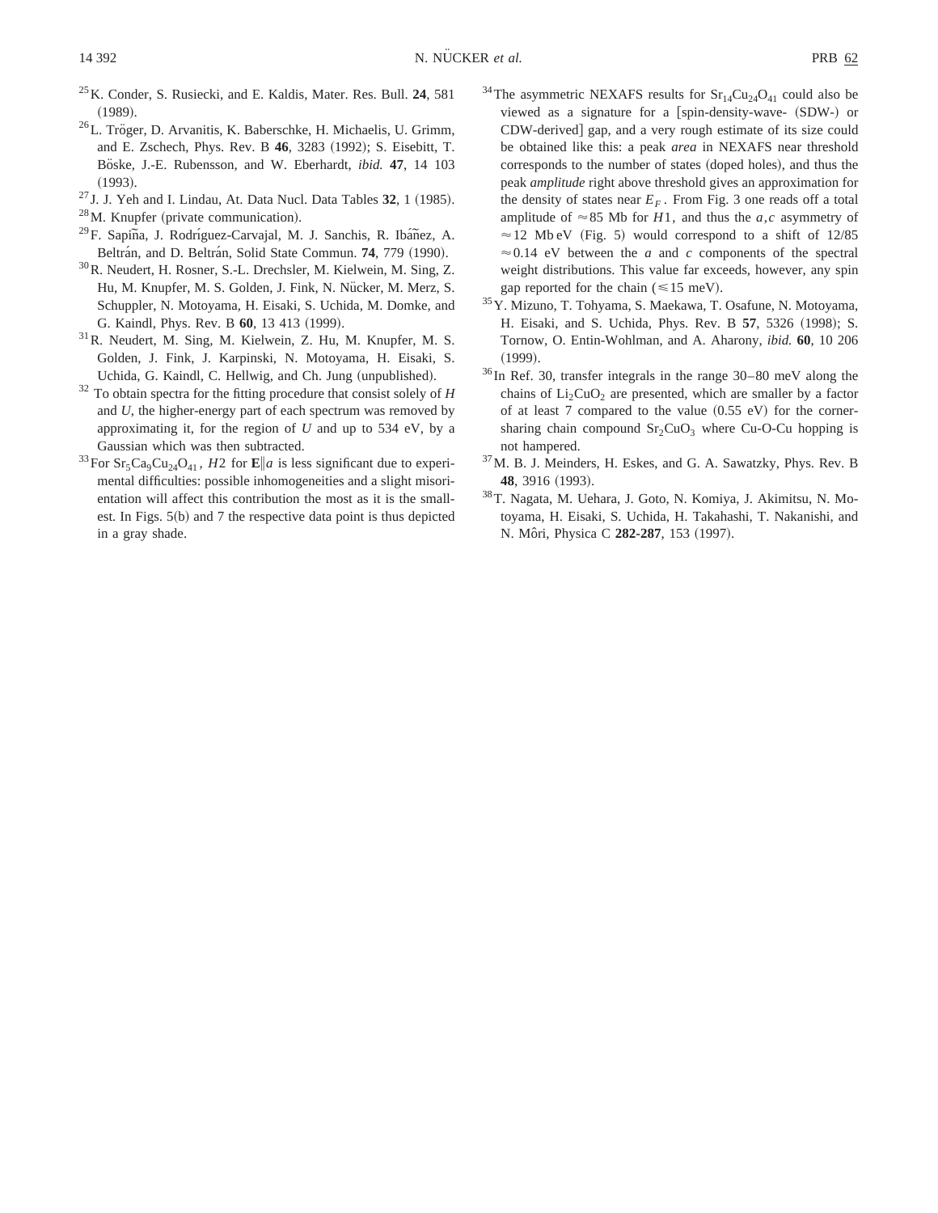[25] K. Conder, S. Rusiecki, and E. Kaldis, Mater. Res. Bull. **24**, 581 (1989).

[26] L. Tröger, D. Arvanitis, K. Baberschke, H. Michaelis, U. Grimm, and E. Zschech, Phys. Rev. B **46**, 3283 (1992); S. Eisebitt, T. Böske, J.-E. Rubensson, and W. Eberhardt, *ibid.* **47**, 14 103 (1993).

[27] J. J. Yeh and I. Lindau, At. Data Nucl. Data Tables **32**, 1 (1985).

[28] M. Knupfer (private communication).

[29] F. Sapiña, J. Rodríguez-Carvajal, M. J. Sanchis, R. Ibáñez, A. Beltrán, and D. Beltrán, Solid State Commun. **74**, 779 (1990).

[30] R. Neudert, H. Rosner, S.-L. Drechsler, M. Kielwein, M. Sing, Z. Hu, M. Knupfer, M. S. Golden, J. Fink, N. Nücker, M. Merz, S. Schuppler, N. Motoyama, H. Eisaki, S. Uchida, M. Domke, and G. Kaindl, Phys. Rev. B **60**, 13 413 (1999).

[31] R. Neudert, M. Sing, M. Kielwein, Z. Hu, M. Knupfer, M. S. Golden, J. Fink, J. Karpinski, N. Motoyama, H. Eisaki, S. Uchida, G. Kaindl, C. Hellwig, and Ch. Jung (unpublished).

[32] To obtain spectra for the fitting procedure that consist solely of *H* and *U*, the higher-energy part of each spectrum was removed by approximating it, for the region of *U* and up to 534 eV, by a Gaussian which was then subtracted.

[33] For $Sr_5Ca_9Cu_{24}O_{41}$, *H*2 for $\mathbf{E}\|a$ is less significant due to experimental difficulties: possible inhomogeneities and a slight misorientation will affect this contribution the most as it is the smallest. In Figs. 5(b) and 7 the respective data point is thus depicted in a gray shade.

[34] The asymmetric NEXAFS results for $Sr_{14}Cu_{24}O_{41}$ could also be viewed as a signature for a [spin-density-wave- (SDW-) or CDW-derived] gap, and a very rough estimate of its size could be obtained like this: a peak *area* in NEXAFS near threshold corresponds to the number of states (doped holes), and thus the peak *amplitude* right above threshold gives an approximation for the density of states near $E_F$. From Fig. 3 one reads off a total amplitude of $\approx 85$ Mb for *H*1, and thus the $a,c$ asymmetry of $\approx 12$ Mb eV (Fig. 5) would correspond to a shift of 12/85 $\approx 0.14$ eV between the *a* and *c* components of the spectral weight distributions. This value far exceeds, however, any spin gap reported for the chain ($\lesssim 15$ meV).

[35] Y. Mizuno, T. Tohyama, S. Maekawa, T. Osafune, N. Motoyama, H. Eisaki, and S. Uchida, Phys. Rev. B **57**, 5326 (1998); S. Tornow, O. Entin-Wohlman, and A. Aharony, *ibid.* **60**, 10 206 (1999).

[36] In Ref. 30, transfer integrals in the range 30–80 meV along the chains of $Li_2CuO_2$ are presented, which are smaller by a factor of at least 7 compared to the value (0.55 eV) for the corner-sharing chain compound $Sr_2CuO_3$ where Cu-O-Cu hopping is not hampered.

[37] M. B. J. Meinders, H. Eskes, and G. A. Sawatzky, Phys. Rev. B **48**, 3916 (1993).

[38] T. Nagata, M. Uehara, J. Goto, N. Komiya, J. Akimitsu, N. Motoyama, H. Eisaki, S. Uchida, H. Takahashi, T. Nakanishi, and N. Môri, Physica C **282-287**, 153 (1997).